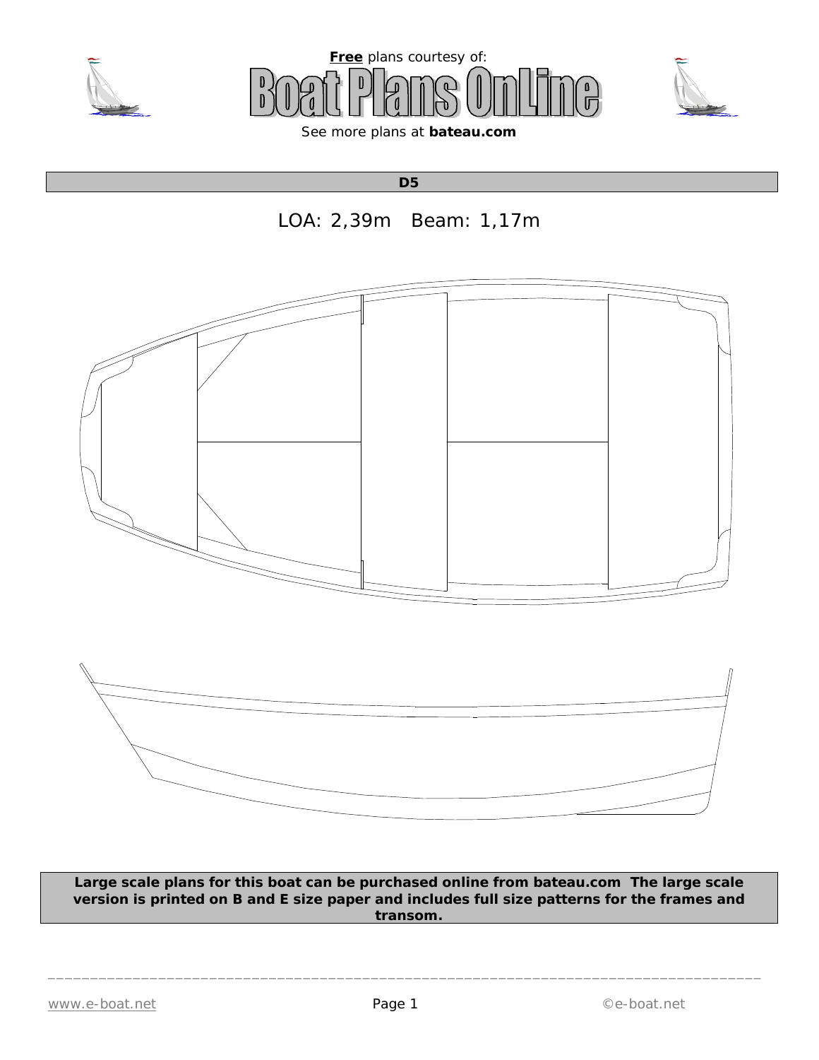**Free** plans courtesy of:

# Boat Plans OnLine

See more plans at **bateau.com**

## D5

LOA: 2,39m   Beam: 1,17m

**Large scale plans for this boat can be purchased online from bateau.com The large scale version is printed on B and E size paper and includes full size patterns for the frames and transom.**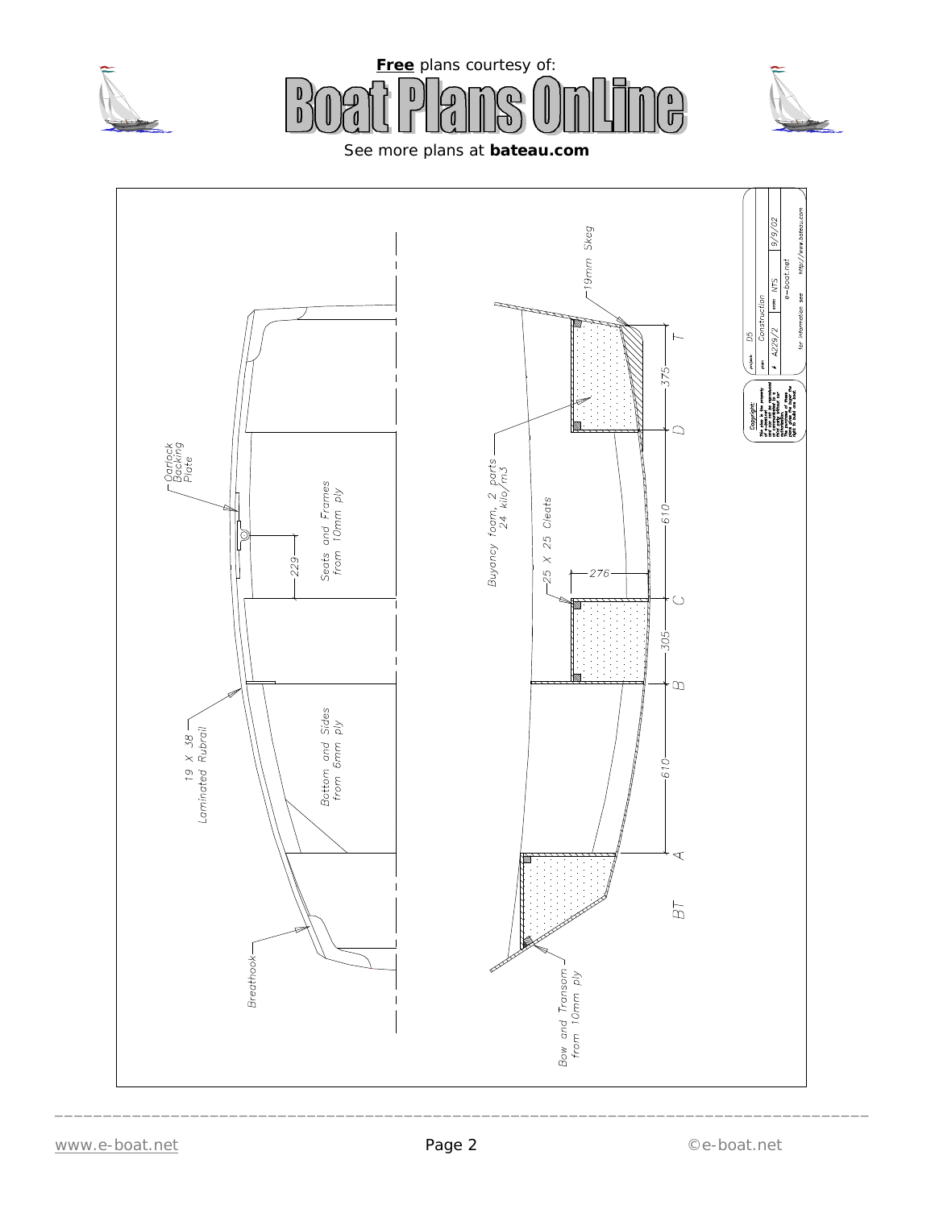**Free** plans courtesy of:

# Boat Plans OnLine

See more plans at **bateau.com**

Oarlock Backing Plate

Seats and Frames from 10mm ply

229

19 X 38 Laminated Rubrail

Bottom and Sides from 6mm ply

Breathook

19mm Skeg

Buyancy foam, 2 parts 24 kilo/m3

25 X 25 Cleats

276

375

610

305

610

T

D

C

B

A

BT

Bow and Transom from 10mm ply

**Copyright:** This site is the property of e-boat.net and can not be reproduced or distributed in any way without authorization. The purchase of these plans gives the buyer the right to build one boat.

| | |
|---|---|
| project: | D5 |
| plan: | Construction |
| #: | A229/2 |
| scale: | NTS |
| date: | 9/9/02 |
| | e-boat.net |
| for information see | http://www.bateau.com |

www.e-boat.net

©e-boat.net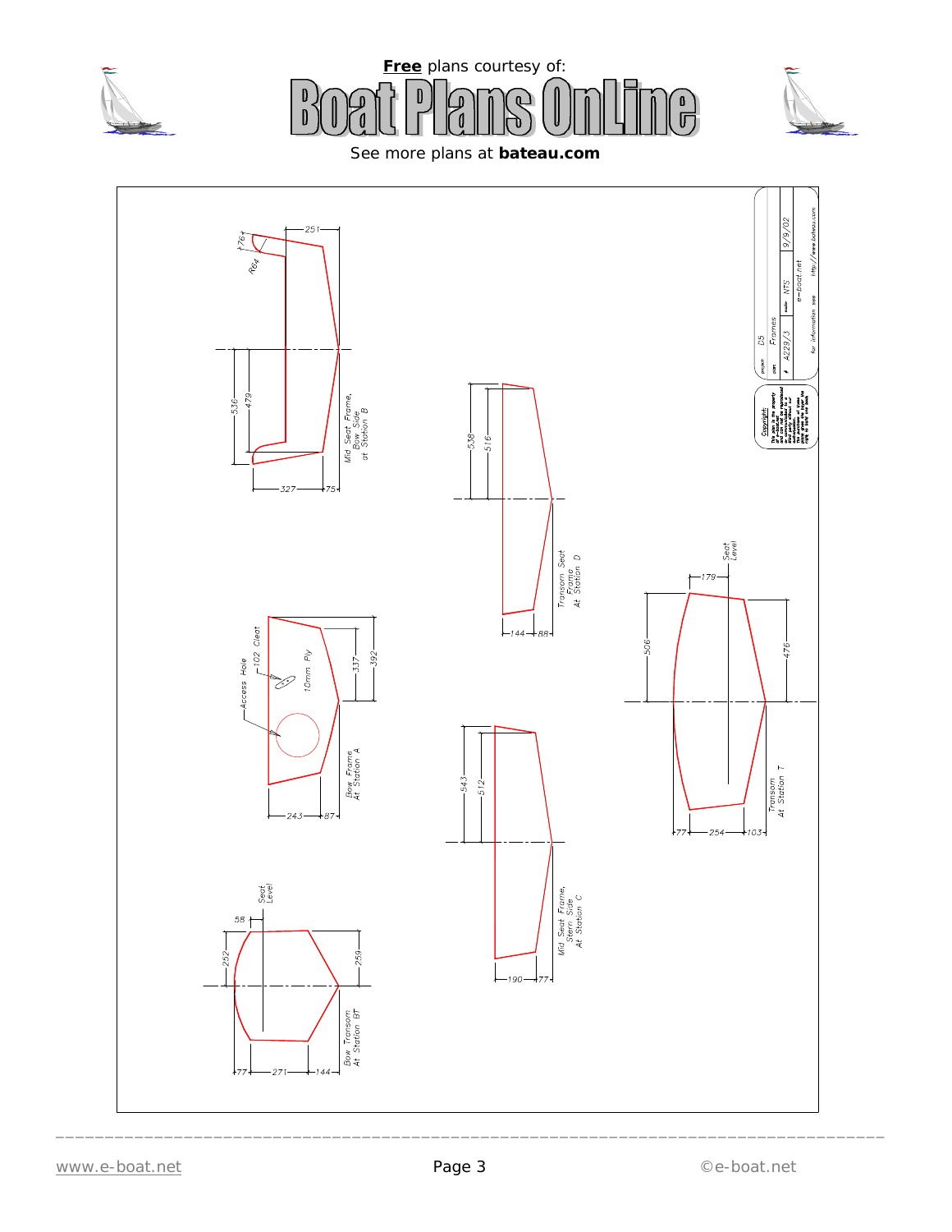**Free** plans courtesy of:

# Boat Plans Online

See more plans at **bateau.com**

Mid Seat Frame, Bow Side at Station B

251

76

R64

536

479

327

75

Transom Seat Frame At Station D

538

516

144

88

Seat Level

179

506

476

Transom At Station T

77

254

103

Access Hole

102 Cleat

10mm Ply

337

392

Bow Frame At Station A

243

87

Mid Seat Frame, Stern Side At Station C

543

512

190

77

Seat Level

58

252

259

Bow Transom At Station BT

77

271

144

project D5

dwg Frames

# A229/3

scale NTS

e-boat.net

9/9/02

for information see http://www.bateau.com

Copyright: This plan is the property of e-boat.net. It may be reproduced or communicated to a third party without our permission. The purchase of these plans gives the buyer the right to build one boat.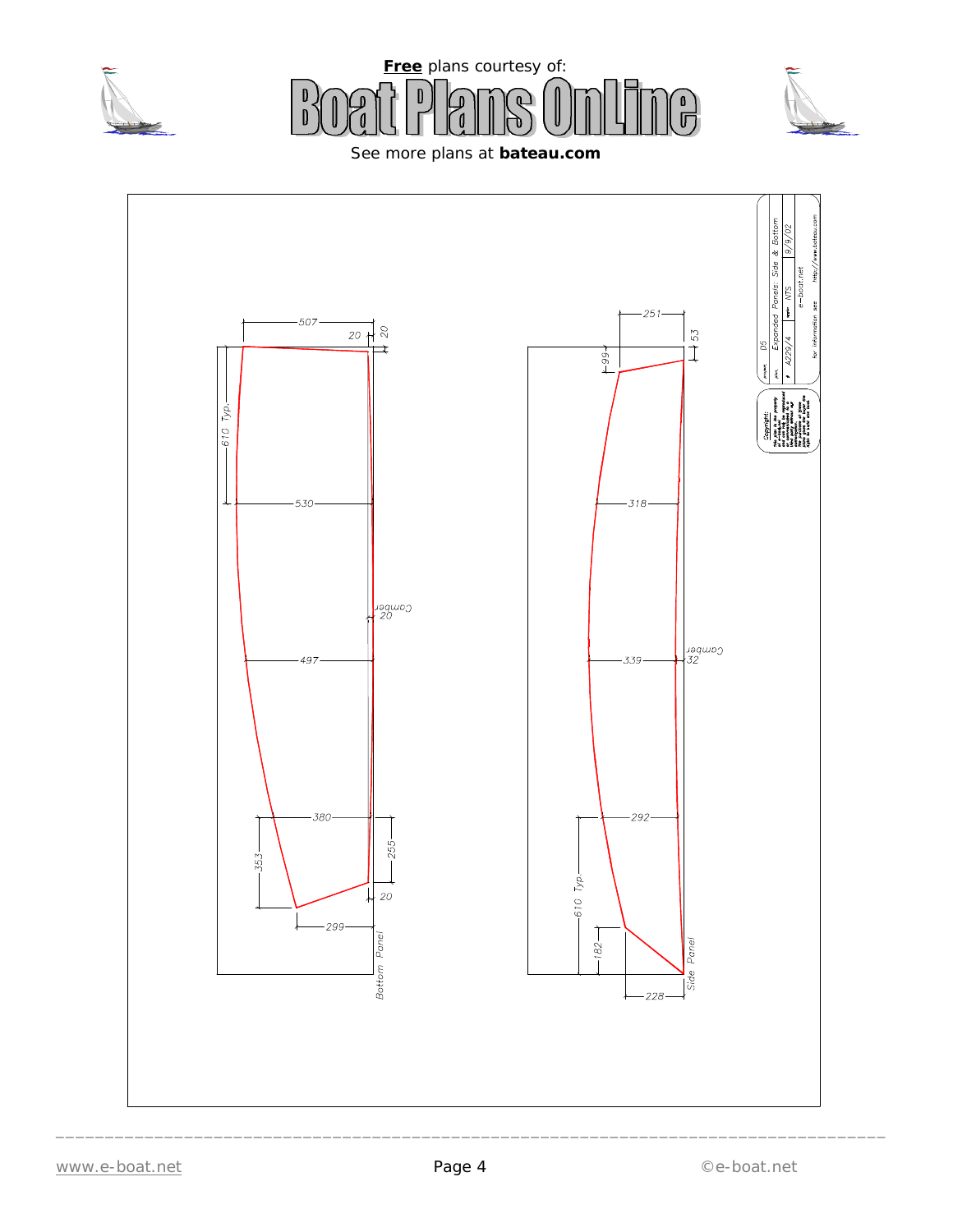**Free** plans courtesy of:

# Boat Plans OnLine

See more plans at **bateau.com**

| | |
|---|---|
| project: | D5 |
| plan: | Expanded Panels: Side & Bottom |
| # | A229/4 |
| scale: | NTS |
| date: | 9/9/02 |
| | e-boat.net |
| | for information see http://www.bateau.com |

507 · 20 · 20 · 610 Typ. · 530 · Camber 20 · 497 · 380 · 353 · 255 · 20 · 299 · Bottom Panel

251 · 99 · 53 · 318 · Camber 32 · 339 · 292 · 610 Typ. · 182 · 228 · Side Panel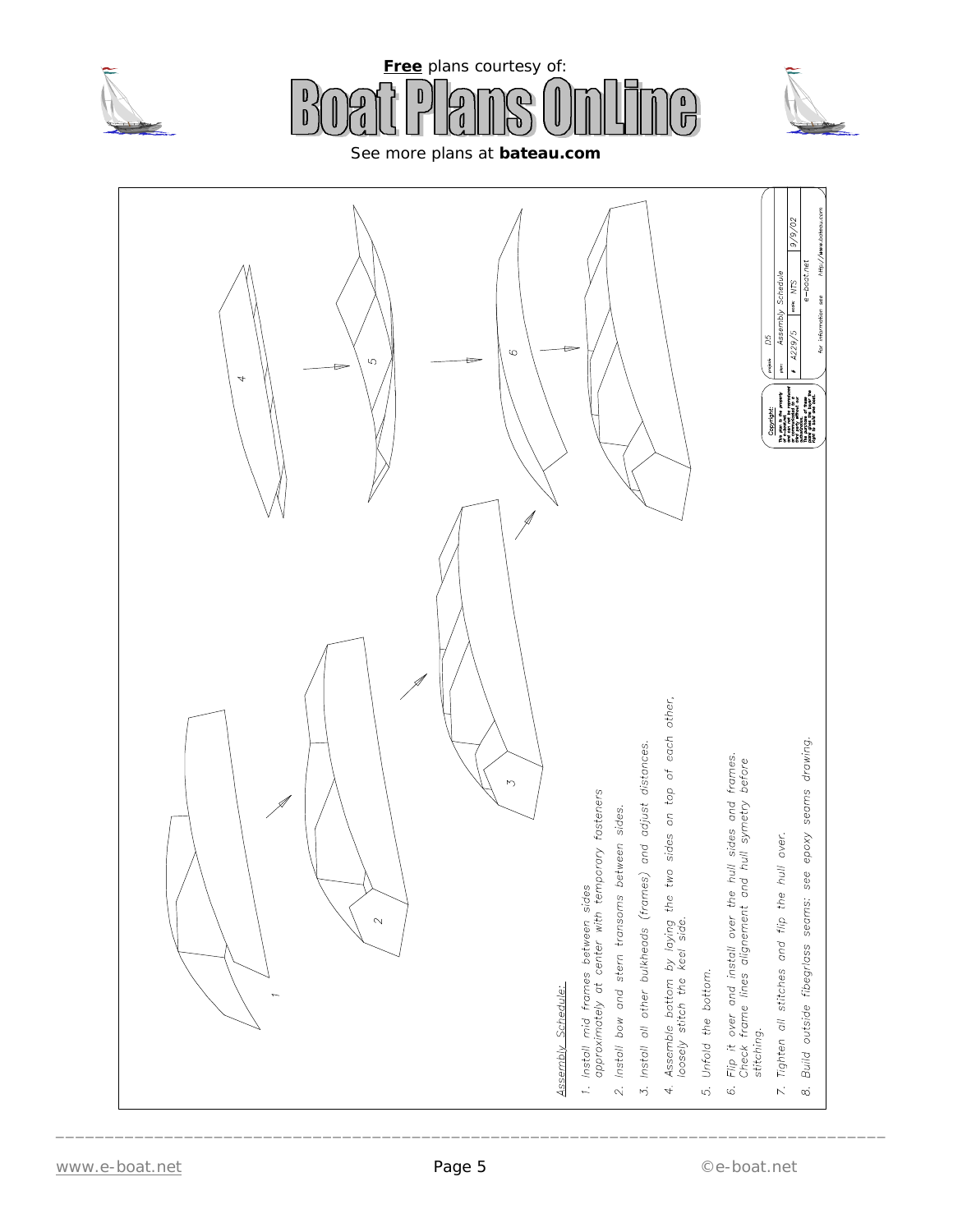**Free** plans courtesy of:

# Boat Plans OnLine

See more plans at **bateau.com**

Assembly Schedule:

1. Install mid frames between sides approximately at center with temporary fasteners
2. Install bow and stern transoms between sides.
3. Install all other bulkheads (frames) and adjust distances.
4. Assemble bottom by laying the two sides on top of each other, loosely stitch the keel side.
5. Unfold the bottom.
6. Flip it over and install over the hull sides and frames. Check frame lines alignement and hull symetry before stitching.
7. Tighten all stitches and flip the hull over.
8. Build outside fiberglass seams: see epoxy seams drawing.

1

2

3

4

5

6

| | | | |
|---|---|---|---|
| project: D5 | | | |
| plan: Assembly Schedule | | | |
| # A229/5 | scale: NTS. | | 9/9/02 |
| e-boat.net | | | |
| for information see http://www.bateau.com | | | |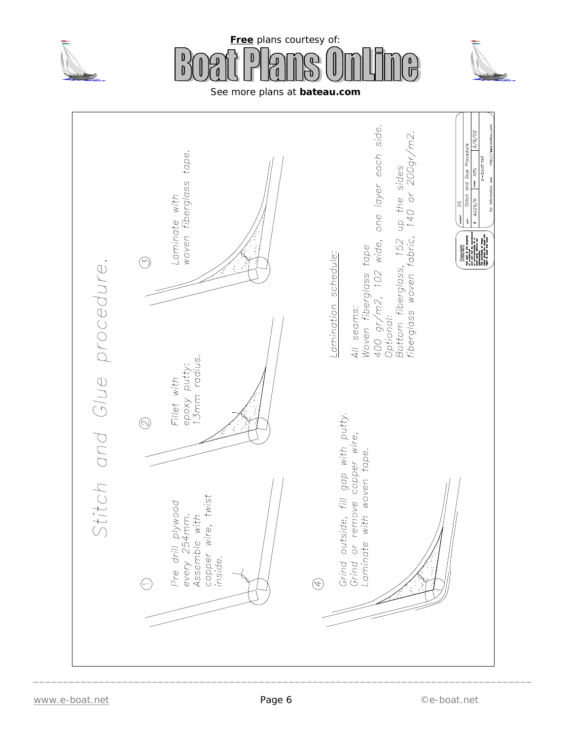**Free** plans courtesy of:

# Boat Plans OnLine

See more plans at **bateau.com**

## Stitch and Glue procedure.

① Pre drill plywood every 254mm. Assemble with copper wire, twist inside.

② Fillet with epoxy putty: 13mm radius.

③ Laminate with woven fiberglass tape.

④ Grind outside, fill gap with putty. Grind or remove copper wire, Laminate with woven tape.

Lamination schedule:

All seams:
Woven fiberglass tape
400 gr/m2, 102 wide, one layer each side.
Optional:
Bottom fiberglass, 152 up the sides
fiberglass woven fabric, 140 or 200gr/m2.

Copyright: This plan is the property of e-boat.net and can not be reproduced or communicated to a third party without our authorization. The purchase of these plans gives the buyer the right to build one boat.

| | |
|---|---|
| project: | D5 |
| plan: | Stitch and Glue Procedure |
| # A229/6 | scale: NTS | 9/9/02 |
| e-boat.net | |
| for information see | http://www.bateau.com |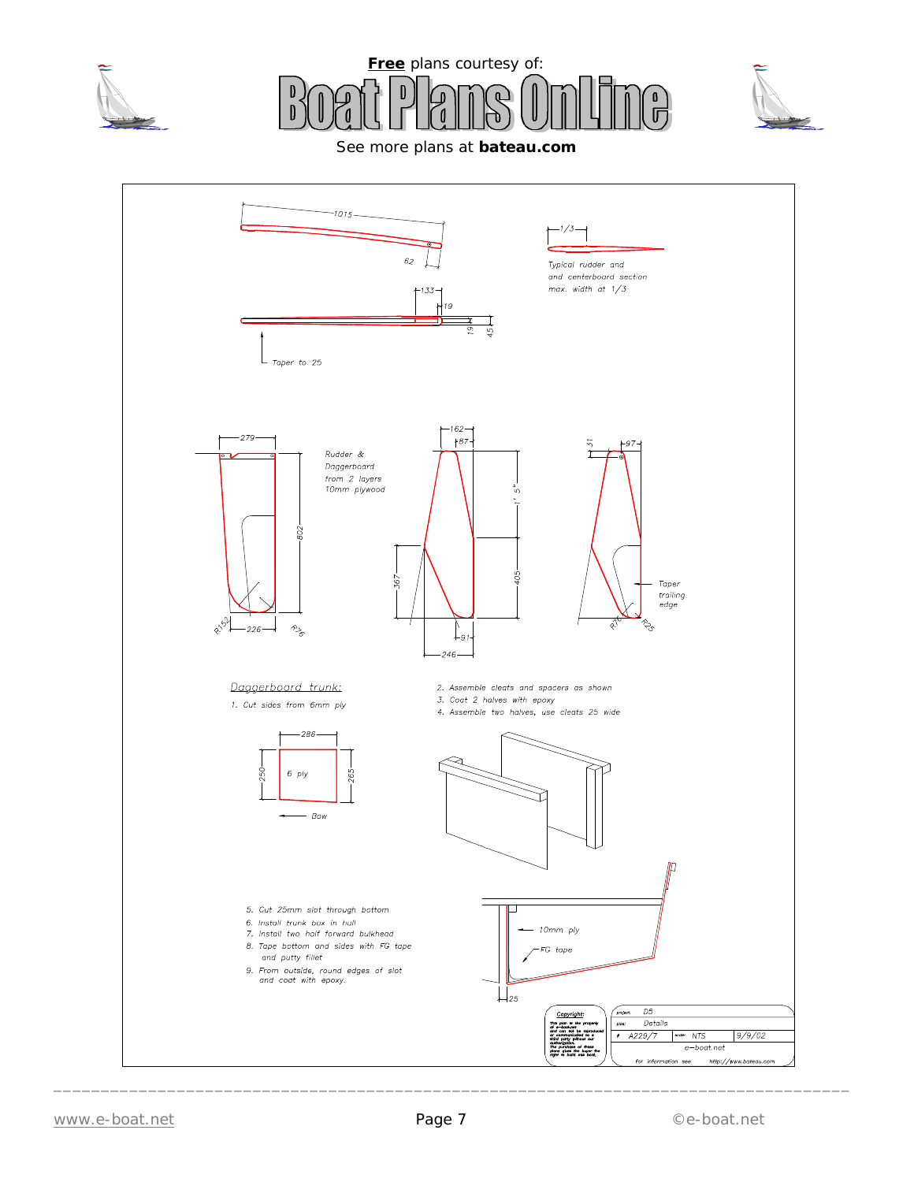**Free** plans courtesy of:

Boat Plans OnLine

See more plans at **bateau.com**

1015

62

133

19

19

45

Taper to 25

1/3

Typical rudder and centerboard section max. width at 1/3

279

802

R152

226

R76

Rudder & Daggerboard from 2 layers 10mm plywood

162

87

1' 5"

367

405

91

246

31

97

Taper trailing edge

R76

R25

Daggerboard trunk:

1. Cut sides from 6mm ply

286

250

6 ply

265

Bow

2. Assemble cleats and spacers as shown
3. Coat 2 halves with epoxy
4. Assemble two halves, use cleats 25 wide

5. Cut 25mm slot through bottom
6. Install trunk box in hull
7. Install two half forward bulkhead
8. Tape bottom and sides with FG tape and putty fillet
9. From outside, round edges of slot and coat with epoxy.

10mm ply

FG tape

25

Copyright: This plan is the property of e-boat.net and can not be reproduced or communicated to a third party without our authorization. The purchase of these plans gives the buyer the right to build one boat.

project: D5

title: Details

# A229/7 scale: NTS 9/9/02

e-boat.net

for information see http://www.bateau.com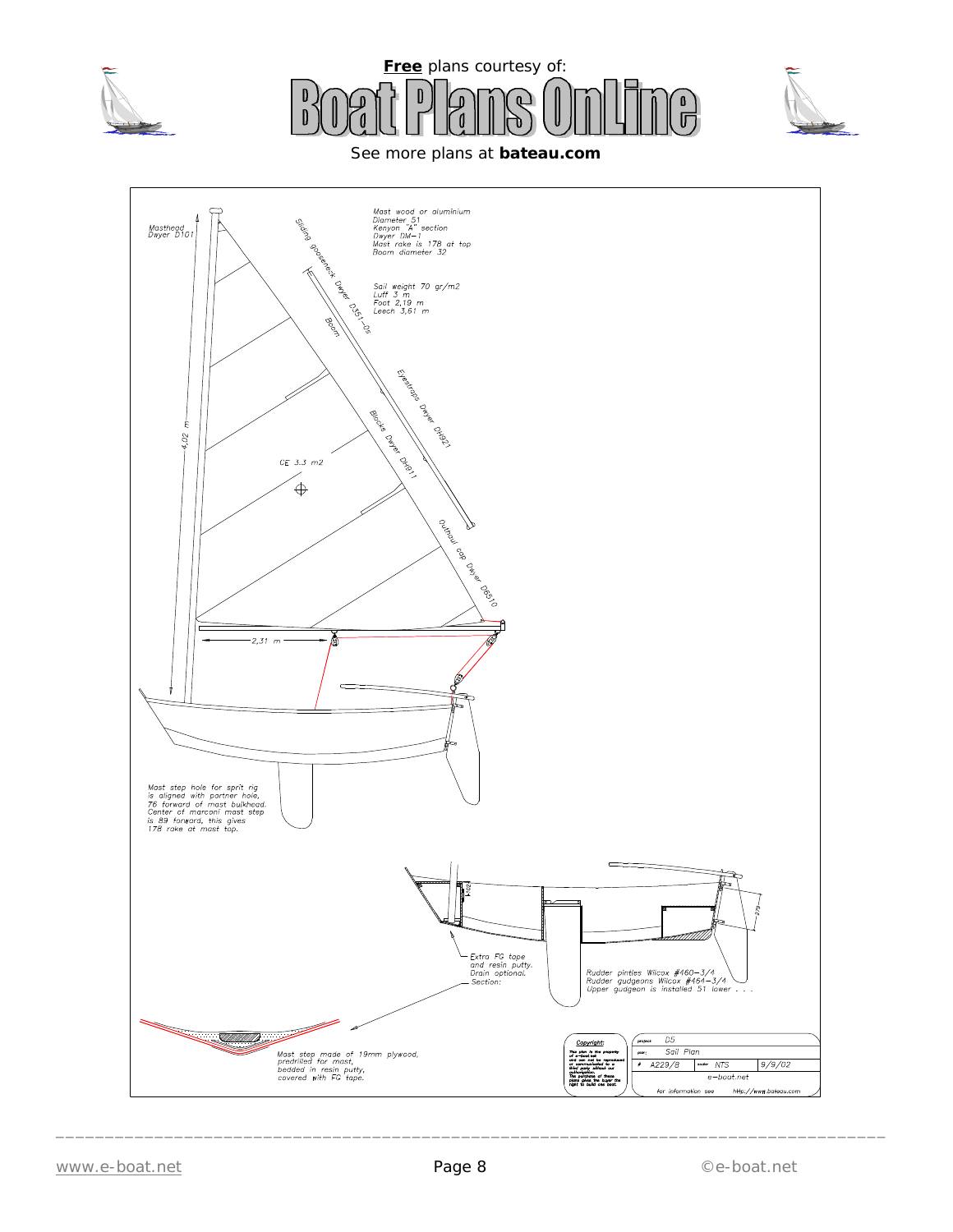**Free** plans courtesy of:

# Boat Plans OnLine

See more plans at **bateau.com**

Masthead
Dwyer D101

Mast wood or aluminium
Diameter 51
Kenyon "A" section
Dwyer DM-1
Mast rake is 178 at top
Boom diameter 32

Sail weight 70 gr/m2
Luff 3 m
Foot 2,19 m
Leech 3,61 m

Sliding gooseneck Dwyer D351-DS

Boom

Eyestraps Dwyer DH921

Blocks Dwyer DH911

Outhaul cap Dwyer D6510

4,02 m

CE 3.3 m2

2,31 m

Mast step hole for sprit rig is aligned with partner hole, 76 forward of mast bulkhead. Center of marconi mast step is 89 forward, this gives 178 rake at mast top.

Extra FG tape and resin putty. Drain optional. Section:

Rudder pintles Wilcox #460-3/4
Rudder gudgeons Wilcox #464-3/4
Upper gudgeon is installed 51 lower . . .

279

Mast step made of 19mm plywood, predrilled for mast, bedded in resin putty, covered with FG tape.

| | | | |
|---|---|---|---|
| **Copyright:** This plan is the property of e-boat.net and can not be reproduced or communicated to a third party without our authorization. The purchase of these plans gives the buyer the right to build one boat. | project: D5 | | |
| | plan: Sail Plan | | |
| | # A229/8 | scale: NTS | 9/9/02 |
| | e-boat.net | | |
| | for information see http://www.bateau.com | | |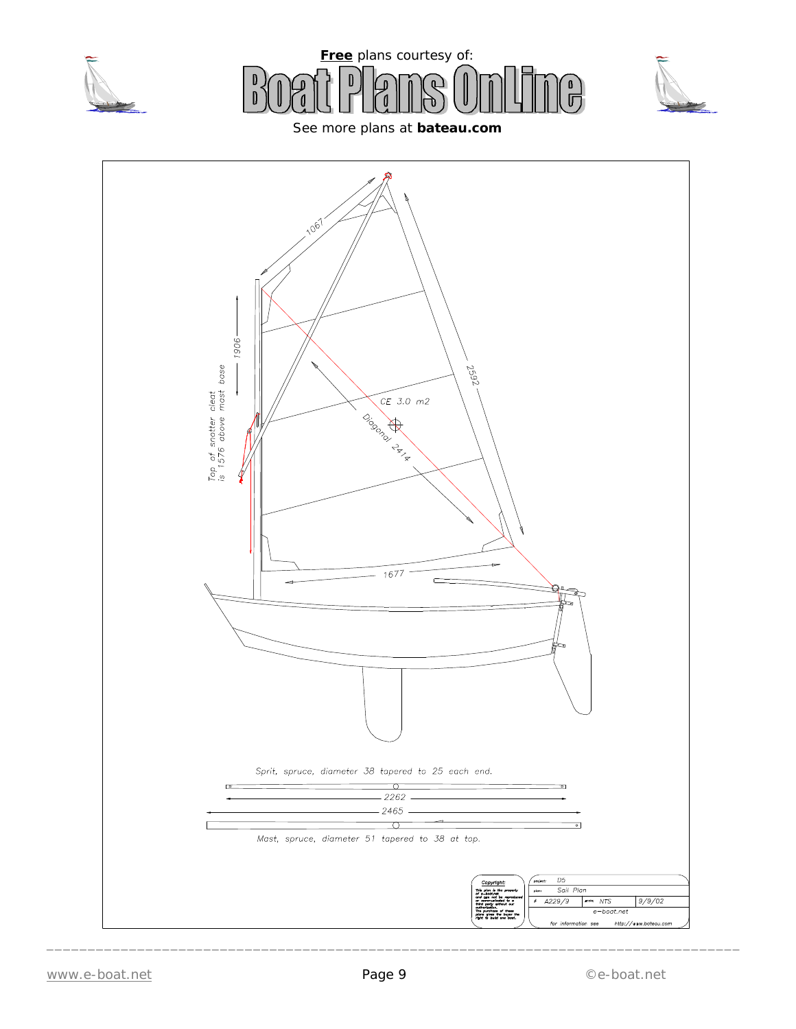**Free** plans courtesy of:

# Boat Plans OnLine

See more plans at **bateau.com**

1067

1906

2592

Top of snotter cleat is 1576 above mast base

CE 3.0 m2

Diagonal 2414

1677

Sprit, spruce, diameter 38 tapered to 25 each end.

2262

2465

Mast, spruce, diameter 51 tapered to 38 at top.

Copyright: This plan is the property of e-boat.net and can not be reproduced or communicated to a third party without our authorization. The purchase of these plans gives the buyer the right to build one boat.

| | |
|---|---|
| project: | D5 |
| plan: | Sail Plan |
| # A229/9 | scale: NTS | 9/9/02 |
| e-boat.net | |
| for information see | http://www.bateau.com |

www.e-boat.net

©e-boat.net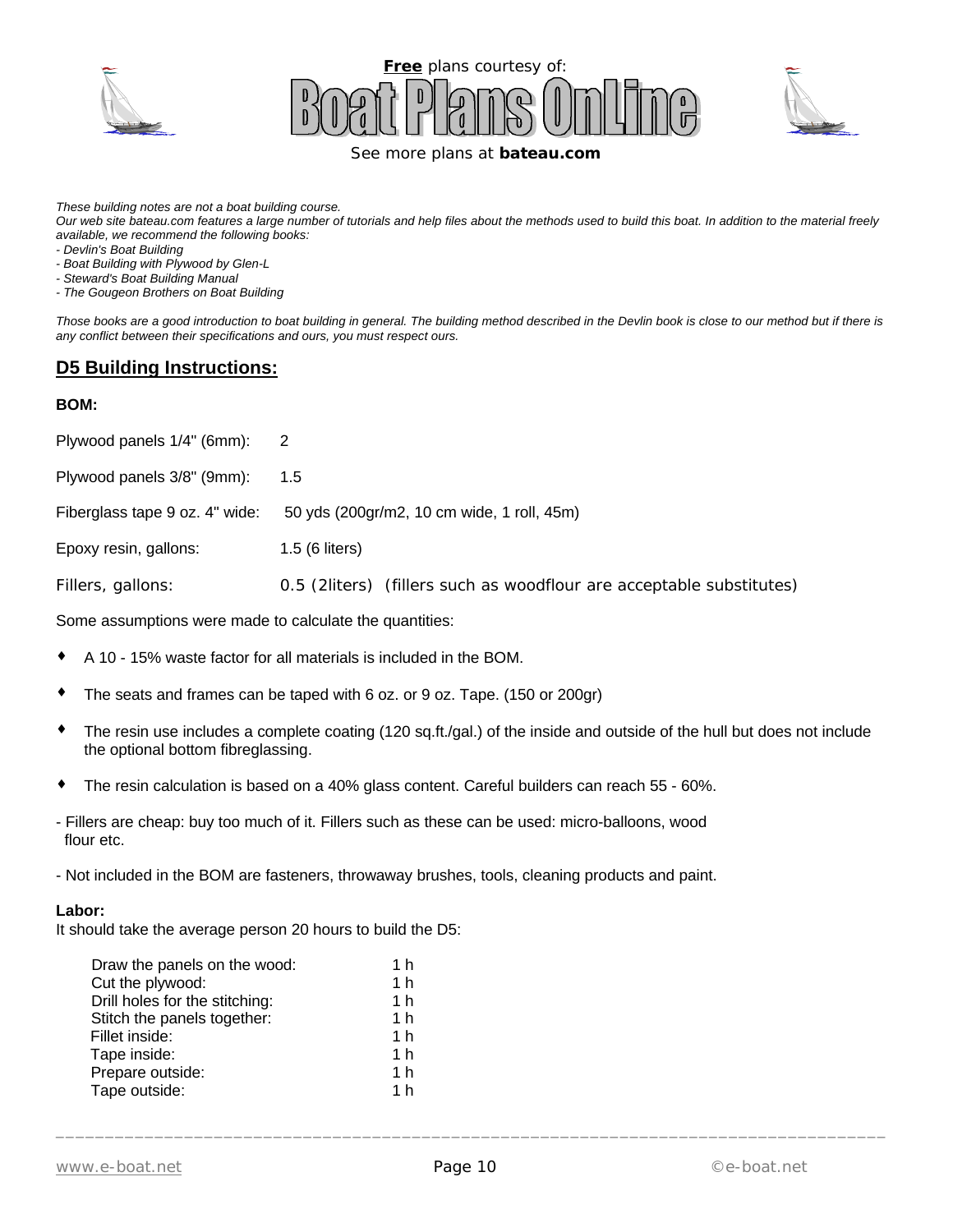**Free** plans courtesy of:

Boat Plans OnLine

See more plans at **bateau.com**

*These building notes are not a boat building course.*
*Our web site bateau.com features a large number of tutorials and help files about the methods used to build this boat. In addition to the material freely available, we recommend the following books:*
*- Devlin's Boat Building*
*- Boat Building with Plywood by Glen-L*
*- Steward's Boat Building Manual*
*- The Gougeon Brothers on Boat Building*

*Those books are a good introduction to boat building in general. The building method described in the Devlin book is close to our method but if there is any conflict between their specifications and ours, you must respect ours.*

## D5 Building Instructions:

**BOM:**

| | |
|---|---|
| Plywood panels 1/4" (6mm): | 2 |
| Plywood panels 3/8" (9mm): | 1.5 |
| Fiberglass tape 9 oz. 4" wide: | 50 yds (200gr/m2, 10 cm wide, 1 roll, 45m) |
| Epoxy resin, gallons: | 1.5 (6 liters) |
| Fillers, gallons: | 0.5 (2liters) (fillers such as woodflour are acceptable substitutes) |

Some assumptions were made to calculate the quantities:

- A 10 - 15% waste factor for all materials is included in the BOM.
- The seats and frames can be taped with 6 oz. or 9 oz. Tape. (150 or 200gr)
- The resin use includes a complete coating (120 sq.ft./gal.) of the inside and outside of the hull but does not include the optional bottom fibreglassing.
- The resin calculation is based on a 40% glass content. Careful builders can reach 55 - 60%.

- Fillers are cheap: buy too much of it. Fillers such as these can be used: micro-balloons, wood flour etc.

- Not included in the BOM are fasteners, throwaway brushes, tools, cleaning products and paint.

**Labor:**
It should take the average person 20 hours to build the D5:

| | |
|---|---|
| Draw the panels on the wood: | 1 h |
| Cut the plywood: | 1 h |
| Drill holes for the stitching: | 1 h |
| Stitch the panels together: | 1 h |
| Fillet inside: | 1 h |
| Tape inside: | 1 h |
| Prepare outside: | 1 h |
| Tape outside: | 1 h |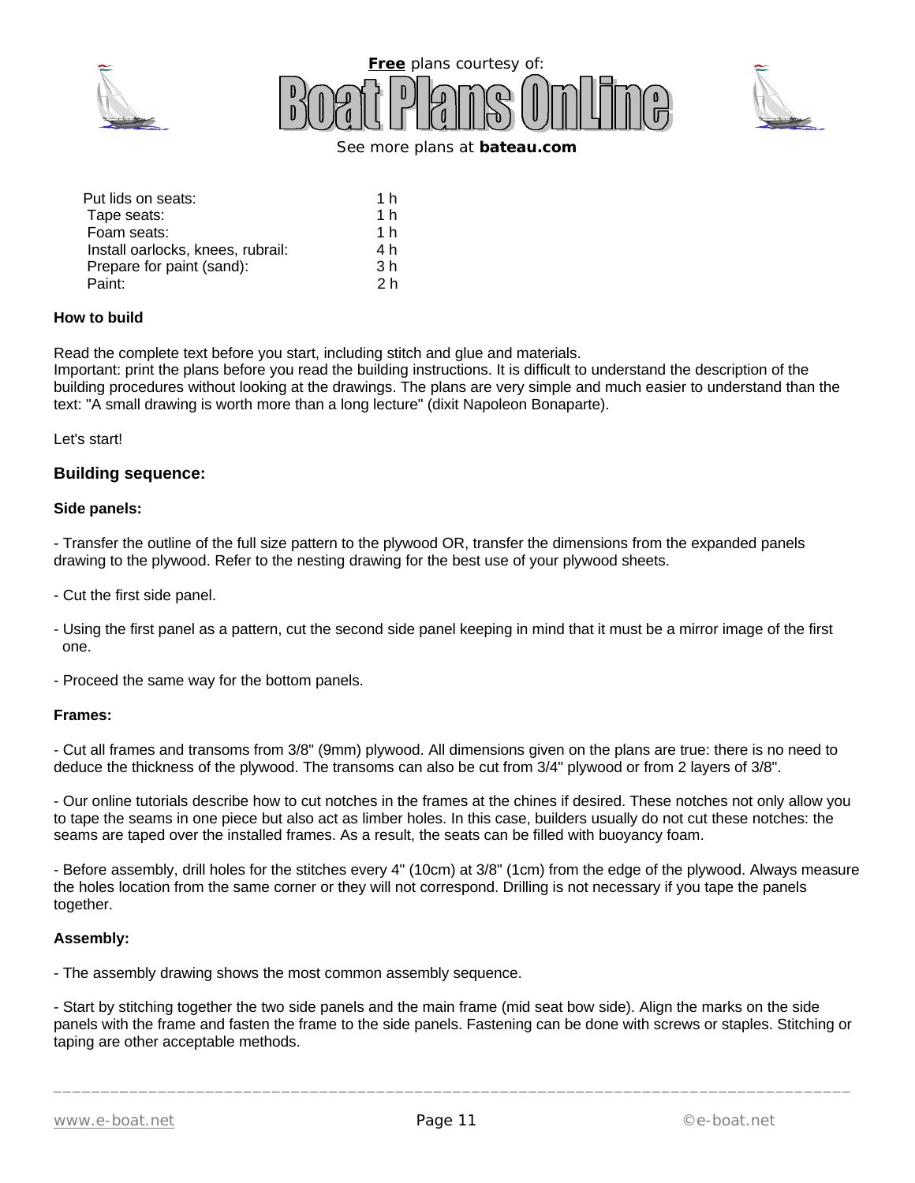| | |
|---|---|
| Put lids on seats: | 1 h |
| Tape seats: | 1 h |
| Foam seats: | 1 h |
| Install oarlocks, knees, rubrail: | 4 h |
| Prepare for paint (sand): | 3 h |
| Paint: | 2 h |

**How to build**

Read the complete text before you start, including stitch and glue and materials.
Important: print the plans before you read the building instructions. It is difficult to understand the description of the building procedures without looking at the drawings. The plans are very simple and much easier to understand than the text: "A small drawing is worth more than a long lecture" (dixit Napoleon Bonaparte).

Let's start!

## Building sequence:

**Side panels:**

- Transfer the outline of the full size pattern to the plywood OR, transfer the dimensions from the expanded panels drawing to the plywood. Refer to the nesting drawing for the best use of your plywood sheets.

- Cut the first side panel.

- Using the first panel as a pattern, cut the second side panel keeping in mind that it must be a mirror image of the first one.

- Proceed the same way for the bottom panels.

**Frames:**

- Cut all frames and transoms from 3/8" (9mm) plywood. All dimensions given on the plans are true: there is no need to deduce the thickness of the plywood. The transoms can also be cut from 3/4" plywood or from 2 layers of 3/8".

- Our online tutorials describe how to cut notches in the frames at the chines if desired. These notches not only allow you to tape the seams in one piece but also act as limber holes. In this case, builders usually do not cut these notches: the seams are taped over the installed frames. As a result, the seats can be filled with buoyancy foam.

- Before assembly, drill holes for the stitches every 4" (10cm) at 3/8" (1cm) from the edge of the plywood. Always measure the holes location from the same corner or they will not correspond. Drilling is not necessary if you tape the panels together.

**Assembly:**

- The assembly drawing shows the most common assembly sequence.

- Start by stitching together the two side panels and the main frame (mid seat bow side). Align the marks on the side panels with the frame and fasten the frame to the side panels. Fastening can be done with screws or staples. Stitching or taping are other acceptable methods.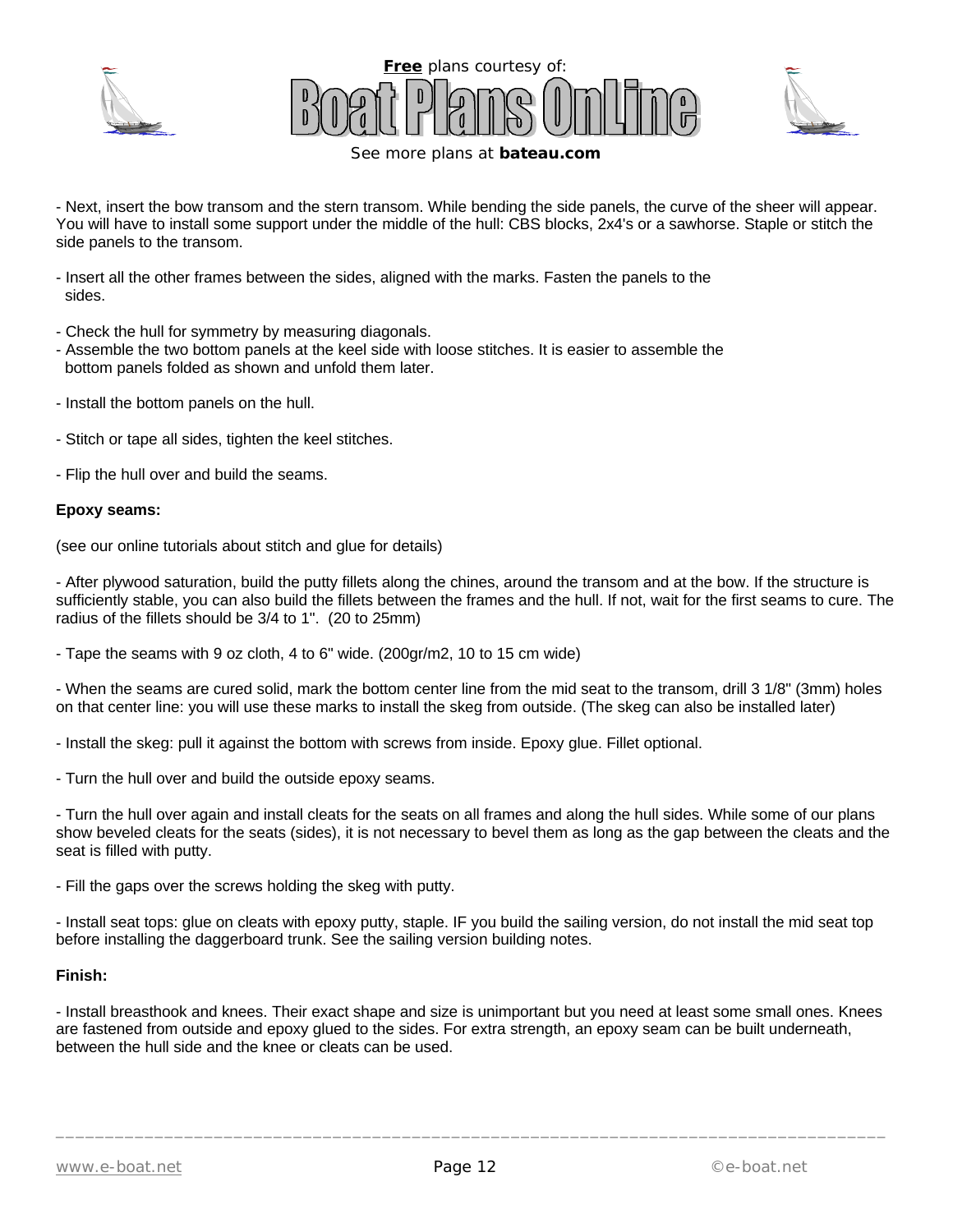- Next, insert the bow transom and the stern transom. While bending the side panels, the curve of the sheer will appear. You will have to install some support under the middle of the hull: CBS blocks, 2x4's or a sawhorse. Staple or stitch the side panels to the transom.

- Insert all the other frames between the sides, aligned with the marks. Fasten the panels to the sides.

- Check the hull for symmetry by measuring diagonals.
- Assemble the two bottom panels at the keel side with loose stitches. It is easier to assemble the bottom panels folded as shown and unfold them later.

- Install the bottom panels on the hull.

- Stitch or tape all sides, tighten the keel stitches.

- Flip the hull over and build the seams.

**Epoxy seams:**

(see our online tutorials about stitch and glue for details)

- After plywood saturation, build the putty fillets along the chines, around the transom and at the bow. If the structure is sufficiently stable, you can also build the fillets between the frames and the hull. If not, wait for the first seams to cure. The radius of the fillets should be 3/4 to 1". (20 to 25mm)

- Tape the seams with 9 oz cloth, 4 to 6" wide. (200gr/m2, 10 to 15 cm wide)

- When the seams are cured solid, mark the bottom center line from the mid seat to the transom, drill 3 1/8" (3mm) holes on that center line: you will use these marks to install the skeg from outside. (The skeg can also be installed later)

- Install the skeg: pull it against the bottom with screws from inside. Epoxy glue. Fillet optional.

- Turn the hull over and build the outside epoxy seams.

- Turn the hull over again and install cleats for the seats on all frames and along the hull sides. While some of our plans show beveled cleats for the seats (sides), it is not necessary to bevel them as long as the gap between the cleats and the seat is filled with putty.

- Fill the gaps over the screws holding the skeg with putty.

- Install seat tops: glue on cleats with epoxy putty, staple. IF you build the sailing version, do not install the mid seat top before installing the daggerboard trunk. See the sailing version building notes.

**Finish:**

- Install breasthook and knees. Their exact shape and size is unimportant but you need at least some small ones. Knees are fastened from outside and epoxy glued to the sides. For extra strength, an epoxy seam can be built underneath, between the hull side and the knee or cleats can be used.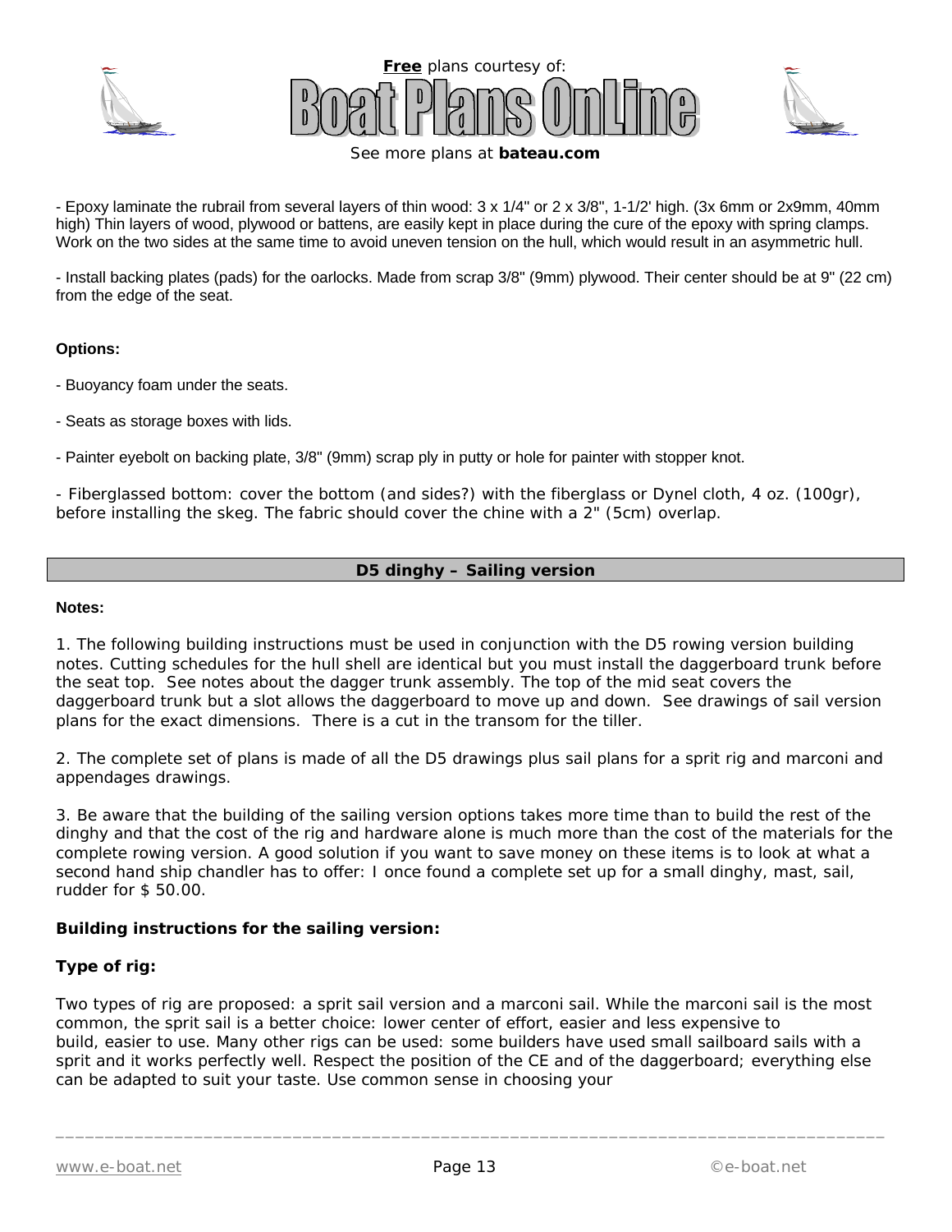- Epoxy laminate the rubrail from several layers of thin wood: 3 x 1/4" or 2 x 3/8", 1-1/2' high. (3x 6mm or 2x9mm, 40mm high) Thin layers of wood, plywood or battens, are easily kept in place during the cure of the epoxy with spring clamps. Work on the two sides at the same time to avoid uneven tension on the hull, which would result in an asymmetric hull.

- Install backing plates (pads) for the oarlocks. Made from scrap 3/8" (9mm) plywood. Their center should be at 9" (22 cm) from the edge of the seat.

**Options:**

- Buoyancy foam under the seats.

- Seats as storage boxes with lids.

- Painter eyebolt on backing plate, 3/8" (9mm) scrap ply in putty or hole for painter with stopper knot.

- Fiberglassed bottom: cover the bottom (and sides?) with the fiberglass or Dynel cloth, 4 oz. (100gr), before installing the skeg. The fabric should cover the chine with a 2" (5cm) overlap.

## D5 dinghy – Sailing version

**Notes:**

1. The following building instructions must be used in conjunction with the D5 rowing version building notes. Cutting schedules for the hull shell are identical but you must install the daggerboard trunk before the seat top. See notes about the dagger trunk assembly. The top of the mid seat covers the daggerboard trunk but a slot allows the daggerboard to move up and down. See drawings of sail version plans for the exact dimensions. There is a cut in the transom for the tiller.

2. The complete set of plans is made of all the D5 drawings plus sail plans for a sprit rig and marconi and appendages drawings.

3. Be aware that the building of the sailing version options takes more time than to build the rest of the dinghy and that the cost of the rig and hardware alone is much more than the cost of the materials for the complete rowing version. A good solution if you want to save money on these items is to look at what a second hand ship chandler has to offer: I once found a complete set up for a small dinghy, mast, sail, rudder for $ 50.00.

**Building instructions for the sailing version:**

**Type of rig:**

Two types of rig are proposed: a sprit sail version and a marconi sail. While the marconi sail is the most common, the sprit sail is a better choice: lower center of effort, easier and less expensive to build, easier to use. Many other rigs can be used: some builders have used small sailboard sails with a sprit and it works perfectly well. Respect the position of the CE and of the daggerboard; everything else can be adapted to suit your taste. Use common sense in choosing your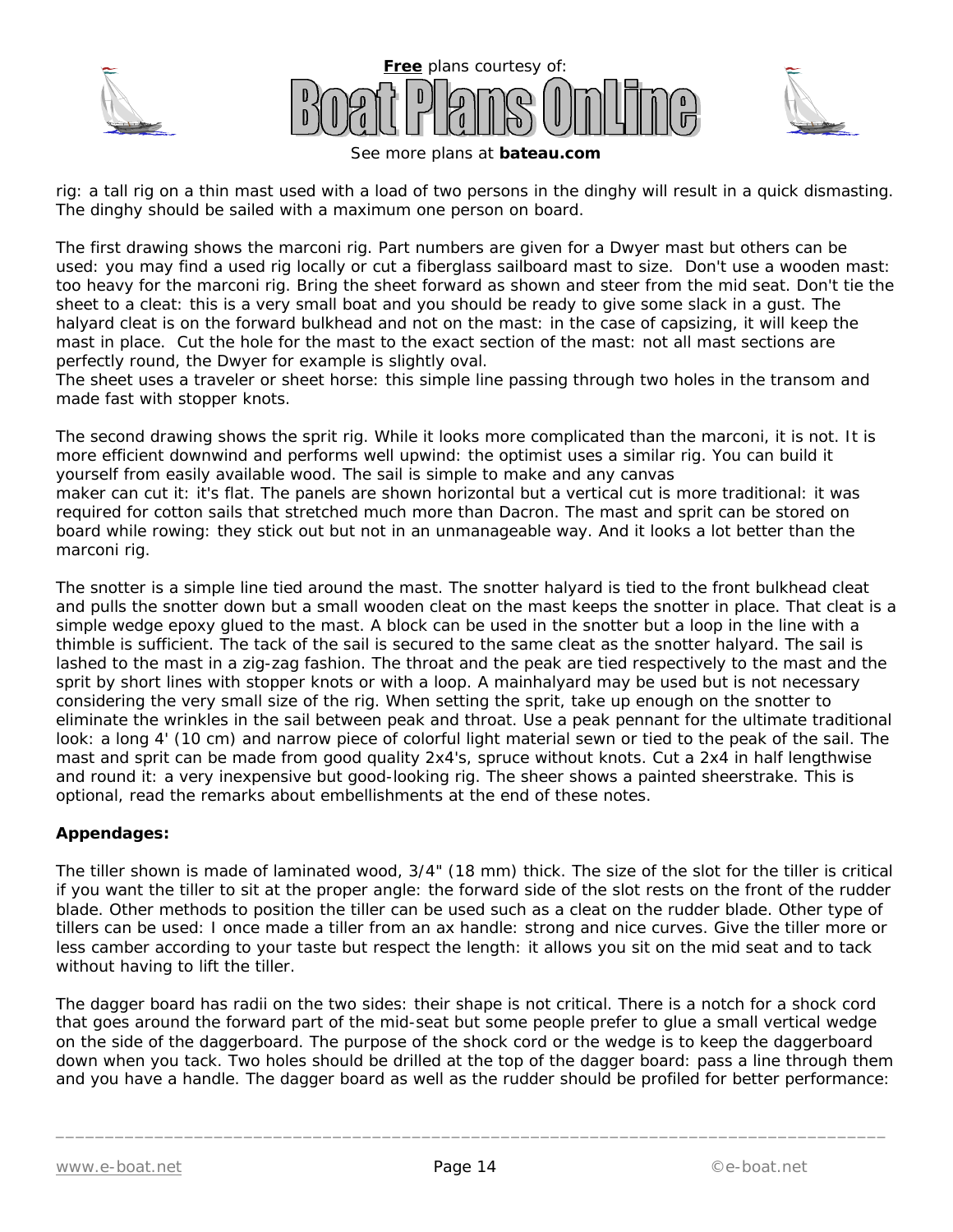rig: a tall rig on a thin mast used with a load of two persons in the dinghy will result in a quick dismasting. The dinghy should be sailed with a maximum one person on board.

The first drawing shows the marconi rig. Part numbers are given for a Dwyer mast but others can be used: you may find a used rig locally or cut a fiberglass sailboard mast to size. Don't use a wooden mast: too heavy for the marconi rig. Bring the sheet forward as shown and steer from the mid seat. Don't tie the sheet to a cleat: this is a very small boat and you should be ready to give some slack in a gust. The halyard cleat is on the forward bulkhead and not on the mast: in the case of capsizing, it will keep the mast in place. Cut the hole for the mast to the exact section of the mast: not all mast sections are perfectly round, the Dwyer for example is slightly oval.
The sheet uses a traveler or sheet horse: this simple line passing through two holes in the transom and made fast with stopper knots.

The second drawing shows the sprit rig. While it looks more complicated than the marconi, it is not. It is more efficient downwind and performs well upwind: the optimist uses a similar rig. You can build it yourself from easily available wood. The sail is simple to make and any canvas maker can cut it: it's flat. The panels are shown horizontal but a vertical cut is more traditional: it was required for cotton sails that stretched much more than Dacron. The mast and sprit can be stored on board while rowing: they stick out but not in an unmanageable way. And it looks a lot better than the marconi rig.

The snotter is a simple line tied around the mast. The snotter halyard is tied to the front bulkhead cleat and pulls the snotter down but a small wooden cleat on the mast keeps the snotter in place. That cleat is a simple wedge epoxy glued to the mast. A block can be used in the snotter but a loop in the line with a thimble is sufficient. The tack of the sail is secured to the same cleat as the snotter halyard. The sail is lashed to the mast in a zig-zag fashion. The throat and the peak are tied respectively to the mast and the sprit by short lines with stopper knots or with a loop. A mainhalyard may be used but is not necessary considering the very small size of the rig. When setting the sprit, take up enough on the snotter to eliminate the wrinkles in the sail between peak and throat. Use a peak pennant for the ultimate traditional look: a long 4' (10 cm) and narrow piece of colorful light material sewn or tied to the peak of the sail. The mast and sprit can be made from good quality 2x4's, spruce without knots. Cut a 2x4 in half lengthwise and round it: a very inexpensive but good-looking rig. The sheer shows a painted sheerstrake. This is optional, read the remarks about embellishments at the end of these notes.

**Appendages:**

The tiller shown is made of laminated wood, 3/4" (18 mm) thick. The size of the slot for the tiller is critical if you want the tiller to sit at the proper angle: the forward side of the slot rests on the front of the rudder blade. Other methods to position the tiller can be used such as a cleat on the rudder blade. Other type of tillers can be used: I once made a tiller from an ax handle: strong and nice curves. Give the tiller more or less camber according to your taste but respect the length: it allows you sit on the mid seat and to tack without having to lift the tiller.

The dagger board has radii on the two sides: their shape is not critical. There is a notch for a shock cord that goes around the forward part of the mid-seat but some people prefer to glue a small vertical wedge on the side of the daggerboard. The purpose of the shock cord or the wedge is to keep the daggerboard down when you tack. Two holes should be drilled at the top of the dagger board: pass a line through them and you have a handle. The dagger board as well as the rudder should be profiled for better performance: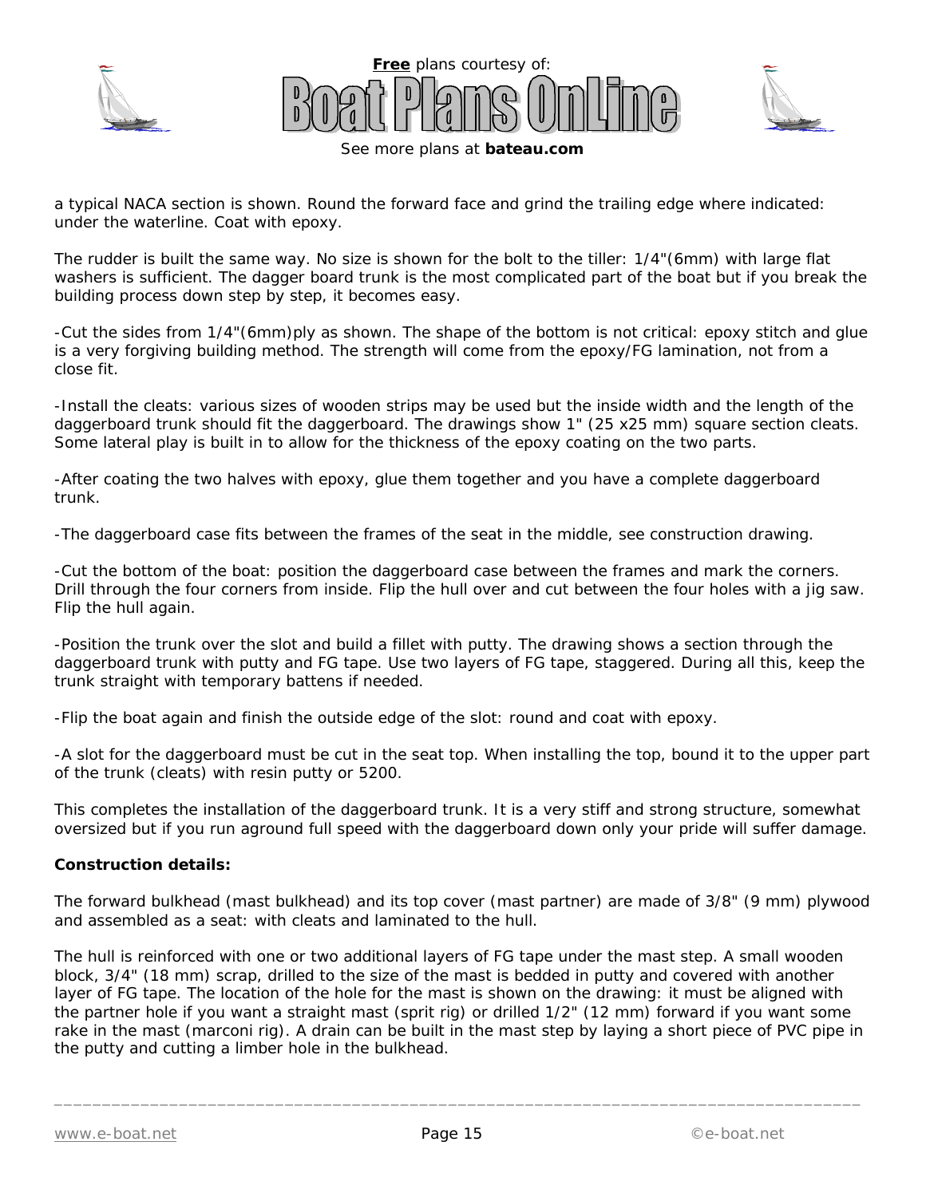a typical NACA section is shown. Round the forward face and grind the trailing edge where indicated: under the waterline. Coat with epoxy.

The rudder is built the same way. No size is shown for the bolt to the tiller: 1/4"(6mm) with large flat washers is sufficient. The dagger board trunk is the most complicated part of the boat but if you break the building process down step by step, it becomes easy.

-Cut the sides from 1/4"(6mm)ply as shown. The shape of the bottom is not critical: epoxy stitch and glue is a very forgiving building method. The strength will come from the epoxy/FG lamination, not from a close fit.

-Install the cleats: various sizes of wooden strips may be used but the inside width and the length of the daggerboard trunk should fit the daggerboard. The drawings show 1" (25 x25 mm) square section cleats. Some lateral play is built in to allow for the thickness of the epoxy coating on the two parts.

-After coating the two halves with epoxy, glue them together and you have a complete daggerboard trunk.

-The daggerboard case fits between the frames of the seat in the middle, see construction drawing.

-Cut the bottom of the boat: position the daggerboard case between the frames and mark the corners. Drill through the four corners from inside. Flip the hull over and cut between the four holes with a jig saw. Flip the hull again.

-Position the trunk over the slot and build a fillet with putty. The drawing shows a section through the daggerboard trunk with putty and FG tape. Use two layers of FG tape, staggered. During all this, keep the trunk straight with temporary battens if needed.

-Flip the boat again and finish the outside edge of the slot: round and coat with epoxy.

-A slot for the daggerboard must be cut in the seat top. When installing the top, bound it to the upper part of the trunk (cleats) with resin putty or 5200.

This completes the installation of the daggerboard trunk. It is a very stiff and strong structure, somewhat oversized but if you run aground full speed with the daggerboard down only your pride will suffer damage.

**Construction details:**

The forward bulkhead (mast bulkhead) and its top cover (mast partner) are made of 3/8" (9 mm) plywood and assembled as a seat: with cleats and laminated to the hull.

The hull is reinforced with one or two additional layers of FG tape under the mast step. A small wooden block, 3/4" (18 mm) scrap, drilled to the size of the mast is bedded in putty and covered with another layer of FG tape. The location of the hole for the mast is shown on the drawing: it must be aligned with the partner hole if you want a straight mast (sprit rig) or drilled 1/2" (12 mm) forward if you want some rake in the mast (marconi rig). A drain can be built in the mast step by laying a short piece of PVC pipe in the putty and cutting a limber hole in the bulkhead.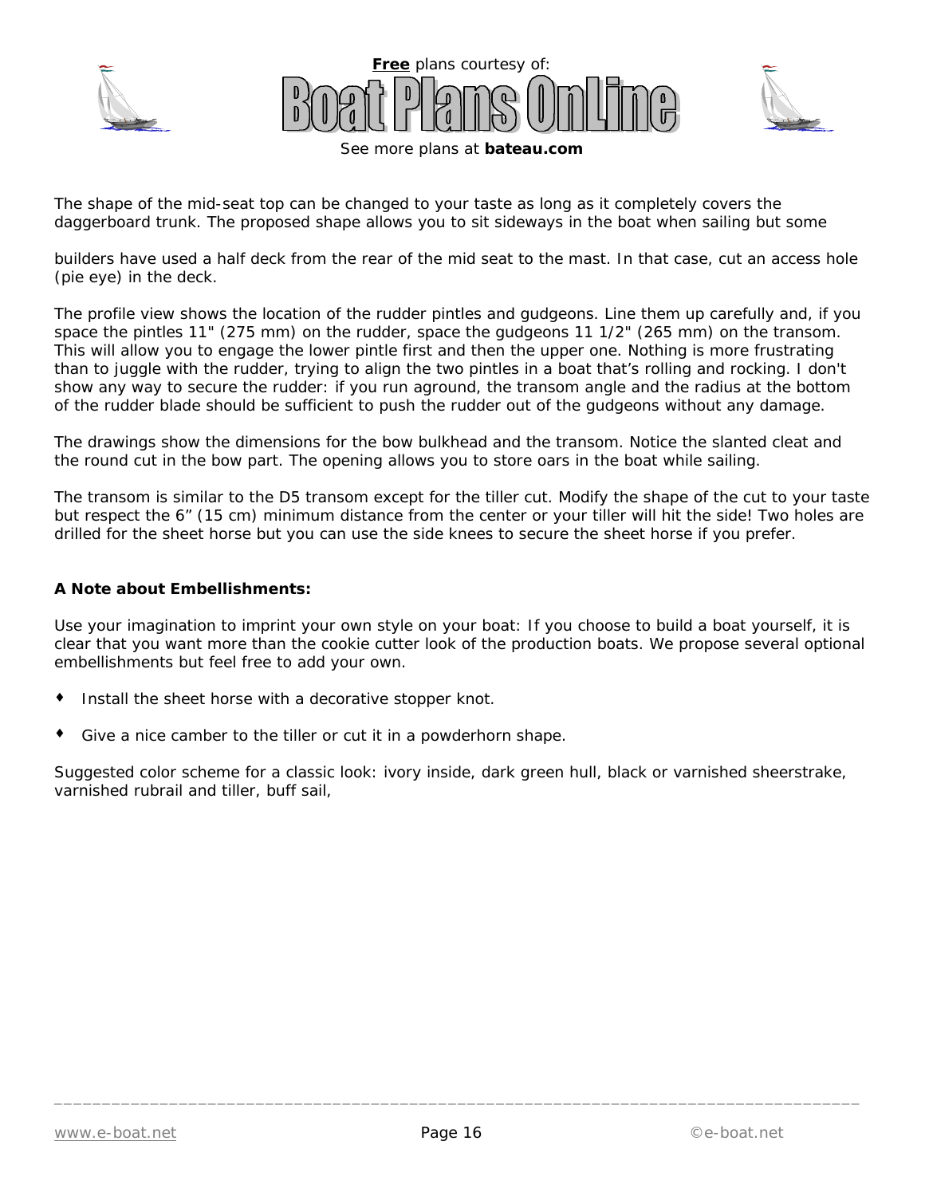The shape of the mid-seat top can be changed to your taste as long as it completely covers the daggerboard trunk. The proposed shape allows you to sit sideways in the boat when sailing but some

builders have used a half deck from the rear of the mid seat to the mast. In that case, cut an access hole (pie eye) in the deck.

The profile view shows the location of the rudder pintles and gudgeons. Line them up carefully and, if you space the pintles 11" (275 mm) on the rudder, space the gudgeons 11 1/2" (265 mm) on the transom. This will allow you to engage the lower pintle first and then the upper one. Nothing is more frustrating than to juggle with the rudder, trying to align the two pintles in a boat that's rolling and rocking. I don't show any way to secure the rudder: if you run aground, the transom angle and the radius at the bottom of the rudder blade should be sufficient to push the rudder out of the gudgeons without any damage.

The drawings show the dimensions for the bow bulkhead and the transom. Notice the slanted cleat and the round cut in the bow part. The opening allows you to store oars in the boat while sailing.

The transom is similar to the D5 transom except for the tiller cut. Modify the shape of the cut to your taste but respect the 6" (15 cm) minimum distance from the center or your tiller will hit the side! Two holes are drilled for the sheet horse but you can use the side knees to secure the sheet horse if you prefer.

**A Note about Embellishments:**

Use your imagination to imprint your own style on your boat: If you choose to build a boat yourself, it is clear that you want more than the cookie cutter look of the production boats. We propose several optional embellishments but feel free to add your own.

- Install the sheet horse with a decorative stopper knot.
- Give a nice camber to the tiller or cut it in a powderhorn shape.

Suggested color scheme for a classic look: ivory inside, dark green hull, black or varnished sheerstrake, varnished rubrail and tiller, buff sail,